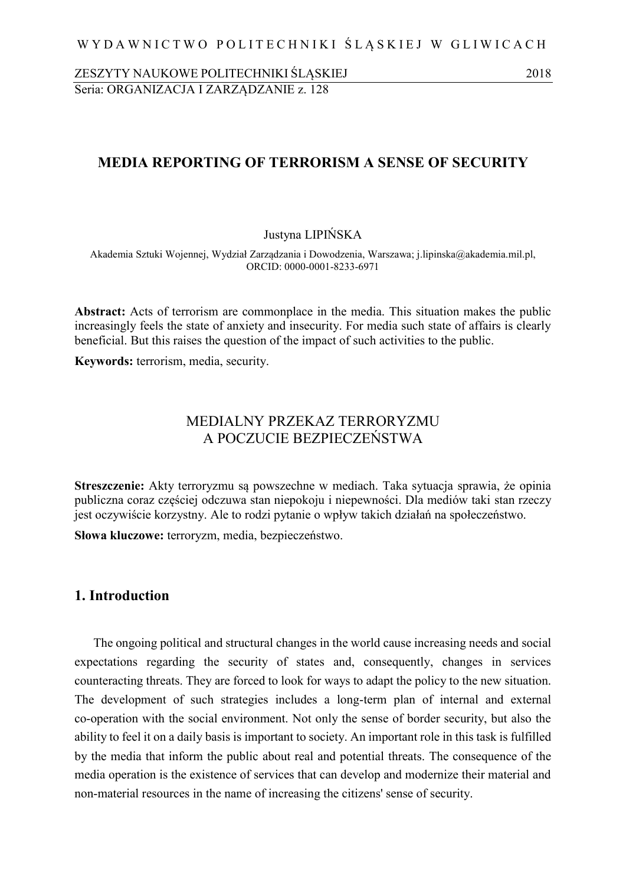# MEDIA REPORTING OF TERRORISM A SENSE OF SECURITY

Justyna LIPIŃSKA

Akademia Sztuki Wojennej, Wydział Zarządzania i Dowodzenia, Warszawa; j.lipinska@akademia.mil.pl, ORCID: 0000-0001-8233-6971

**Abstract:** Acts of terrorism are commonplace in the media. This situation makes the public increasingly feels the state of anxiety and insecurity. For media such state of affairs is clearly beneficial. But this raises the question of the impact of such activities to the public.

**Keywords:** terrorism, media, security.

## MEDIALNY PRZEKAZ TERRORYZMU A POCZUCIE BEZPIECZEŃSTWA

**Streszczenie:** Akty terroryzmu są powszechne w mediach. Taka sytuacja sprawia, że opinia publiczna coraz częściej odczuwa stan niepokoju i niepewności. Dla mediów taki stan rzeczy jest oczywiście korzystny. Ale to rodzi pytanie o wpływ takich działań na społeczeństwo.

**Słowa kluczowe:** terroryzm, media, bezpieczeństwo.

## 1. Introduction

The ongoing political and structural changes in the world cause increasing needs and social expectations regarding the security of states and, consequently, changes in services counteracting threats. They are forced to look for ways to adapt the policy to the new situation. The development of such strategies includes a long-term plan of internal and external co-operation with the social environment. Not only the sense of border security, but also the ability to feel it on a daily basis is important to society. An important role in this task is fulfilled by the media that inform the public about real and potential threats. The consequence of the media operation is the existence of services that can develop and modernize their material and non-material resources in the name of increasing the citizens' sense of security.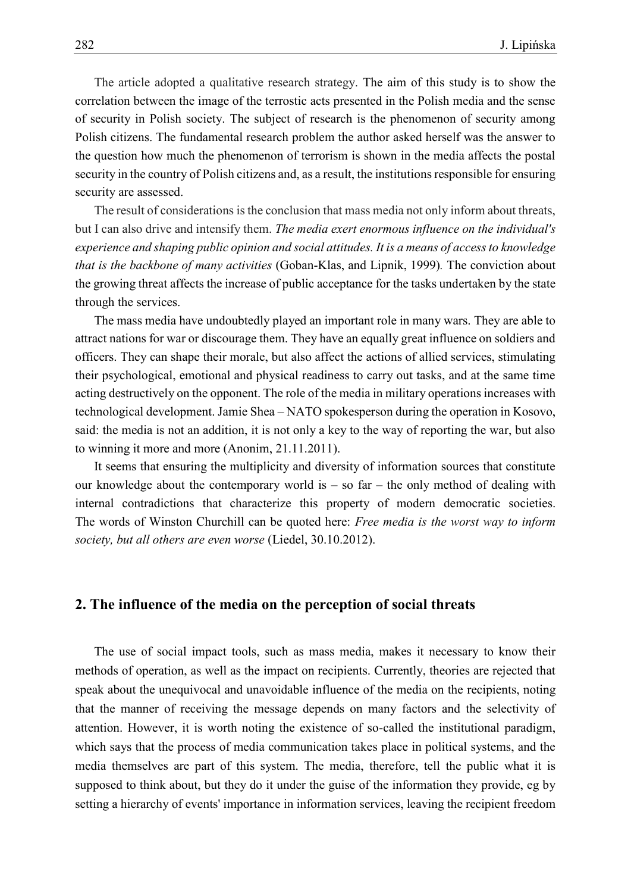The article adopted a qualitative research strategy. The aim of this study is to show the correlation between the image of the terrostic acts presented in the Polish media and the sense of security in Polish society. The subject of research is the phenomenon of security among Polish citizens. The fundamental research problem the author asked herself was the answer to the question how much the phenomenon of terrorism is shown in the media affects the postal security in the country of Polish citizens and, as a result, the institutions responsible for ensuring security are assessed.

The result of considerations is the conclusion that mass media not only inform about threats, but I can also drive and intensify them. *The media exert enormous influence on the individual's experience and shaping public opinion and social attitudes. It is a means of access to knowledge that is the backbone of many activities* (Goban-Klas, and Lipnik, 1999). The conviction about the growing threat affects the increase of public acceptance for the tasks undertaken by the state through the services.

The mass media have undoubtedly played an important role in many wars. They are able to attract nations for war or discourage them. They have an equally great influence on soldiers and officers. They can shape their morale, but also affect the actions of allied services, stimulating their psychological, emotional and physical readiness to carry out tasks, and at the same time acting destructively on the opponent. The role of the media in military operations increases with technological development. Jamie Shea – NATO spokesperson during the operation in Kosovo, said: the media is not an addition, it is not only a key to the way of reporting the war, but also to winning it more and more (Anonim, 21.11.2011).

It seems that ensuring the multiplicity and diversity of information sources that constitute our knowledge about the contemporary world is – so far – the only method of dealing with internal contradictions that characterize this property of modern democratic societies. The words of Winston Churchill can be quoted here: *Free media is the worst way to inform society, but all others are even worse* (Liedel, 30.10.2012).

## 2. The influence of the media on the perception of social threats

The use of social impact tools, such as mass media, makes it necessary to know their methods of operation, as well as the impact on recipients. Currently, theories are rejected that speak about the unequivocal and unavoidable influence of the media on the recipients, noting that the manner of receiving the message depends on many factors and the selectivity of attention. However, it is worth noting the existence of so-called the institutional paradigm, which says that the process of media communication takes place in political systems, and the media themselves are part of this system. The media, therefore, tell the public what it is supposed to think about, but they do it under the guise of the information they provide, eg by setting a hierarchy of events' importance in information services, leaving the recipient freedom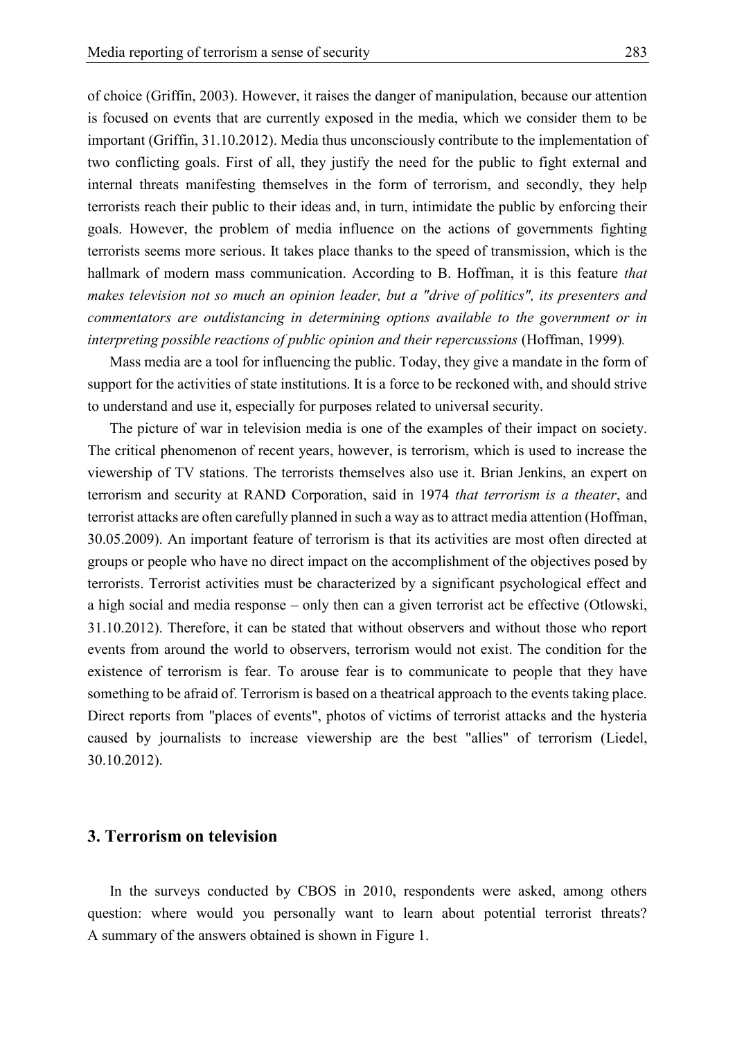of choice (Griffin, 2003). However, it raises the danger of manipulation, because our attention is focused on events that are currently exposed in the media, which we consider them to be important (Griffin, 31.10.2012). Media thus unconsciously contribute to the implementation of two conflicting goals. First of all, they justify the need for the public to fight external and internal threats manifesting themselves in the form of terrorism, and secondly, they help terrorists reach their public to their ideas and, in turn, intimidate the public by enforcing their goals. However, the problem of media influence on the actions of governments fighting terrorists seems more serious. It takes place thanks to the speed of transmission, which is the hallmark of modern mass communication. According to B. Hoffman, it is this feature *that makes television not so much an opinion leader, but a "drive of politics", its presenters and commentators are outdistancing in determining options available to the government or in interpreting possible reactions of public opinion and their repercussions* (Hoffman, 1999).

Mass media are a tool for influencing the public. Today, they give a mandate in the form of support for the activities of state institutions. It is a force to be reckoned with, and should strive to understand and use it, especially for purposes related to universal security.

The picture of war in television media is one of the examples of their impact on society. The critical phenomenon of recent years, however, is terrorism, which is used to increase the viewership of TV stations. The terrorists themselves also use it. Brian Jenkins, an expert on terrorism and security at RAND Corporation, said in 1974 *that terrorism is a theater*, and terrorist attacks are often carefully planned in such a way as to attract media attention (Hoffman, 30.05.2009). An important feature of terrorism is that its activities are most often directed at groups or people who have no direct impact on the accomplishment of the objectives posed by terrorists. Terrorist activities must be characterized by a significant psychological effect and a high social and media response – only then can a given terrorist act be effective (Otlowski, 31.10.2012). Therefore, it can be stated that without observers and without those who report events from around the world to observers, terrorism would not exist. The condition for the existence of terrorism is fear. To arouse fear is to communicate to people that they have something to be afraid of. Terrorism is based on a theatrical approach to the events taking place. Direct reports from "places of events", photos of victims of terrorist attacks and the hysteria caused by journalists to increase viewership are the best "allies" of terrorism (Liedel, 30.10.2012).

## 3. Terrorism on television

In the surveys conducted by CBOS in 2010, respondents were asked, among others question: where would you personally want to learn about potential terrorist threats? A summary of the answers obtained is shown in Figure 1.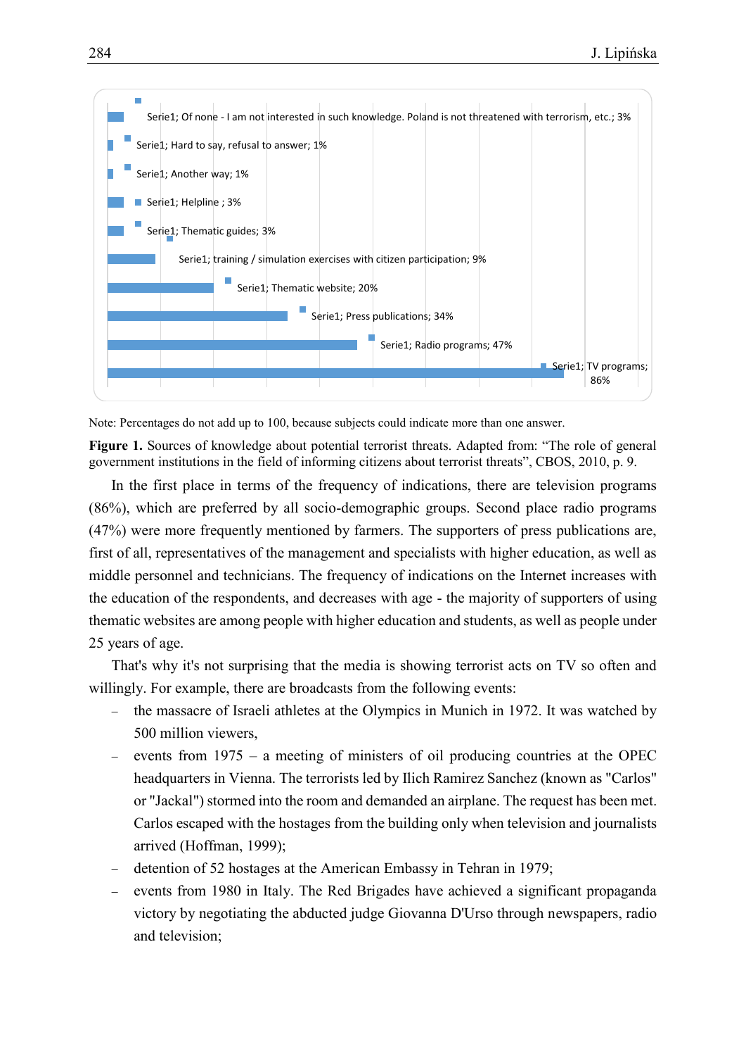| Source | Percentage |
| --- | --- |
| Of none - I am not interested in such knowledge. Poland is not threatened with terrorism, etc. | 3% |
| Hard to say, refusal to answer | 1% |
| Another way | 1% |
| Helpline | 3% |
| Thematic guides | 3% |
| training / simulation exercises with citizen participation | 9% |
| Thematic website | 20% |
| Press publications | 34% |
| Radio programs | 47% |
| TV programs | 86% |

Note: Percentages do not add up to 100, because subjects could indicate more than one answer.

**Figure 1.** Sources of knowledge about potential terrorist threats. Adapted from: "The role of general government institutions in the field of informing citizens about terrorist threats", CBOS, 2010, p. 9.

In the first place in terms of the frequency of indications, there are television programs (86%), which are preferred by all socio-demographic groups. Second place radio programs (47%) were more frequently mentioned by farmers. The supporters of press publications are, first of all, representatives of the management and specialists with higher education, as well as middle personnel and technicians. The frequency of indications on the Internet increases with the education of the respondents, and decreases with age - the majority of supporters of using thematic websites are among people with higher education and students, as well as people under 25 years of age.

That's why it's not surprising that the media is showing terrorist acts on TV so often and willingly. For example, there are broadcasts from the following events:

- the massacre of Israeli athletes at the Olympics in Munich in 1972. It was watched by 500 million viewers,
- events from 1975 – a meeting of ministers of oil producing countries at the OPEC headquarters in Vienna. The terrorists led by Ilich Ramirez Sanchez (known as "Carlos" or "Jackal") stormed into the room and demanded an airplane. The request has been met. Carlos escaped with the hostages from the building only when television and journalists arrived (Hoffman, 1999);
- detention of 52 hostages at the American Embassy in Tehran in 1979;
- events from 1980 in Italy. The Red Brigades have achieved a significant propaganda victory by negotiating the abducted judge Giovanna D'Urso through newspapers, radio and television;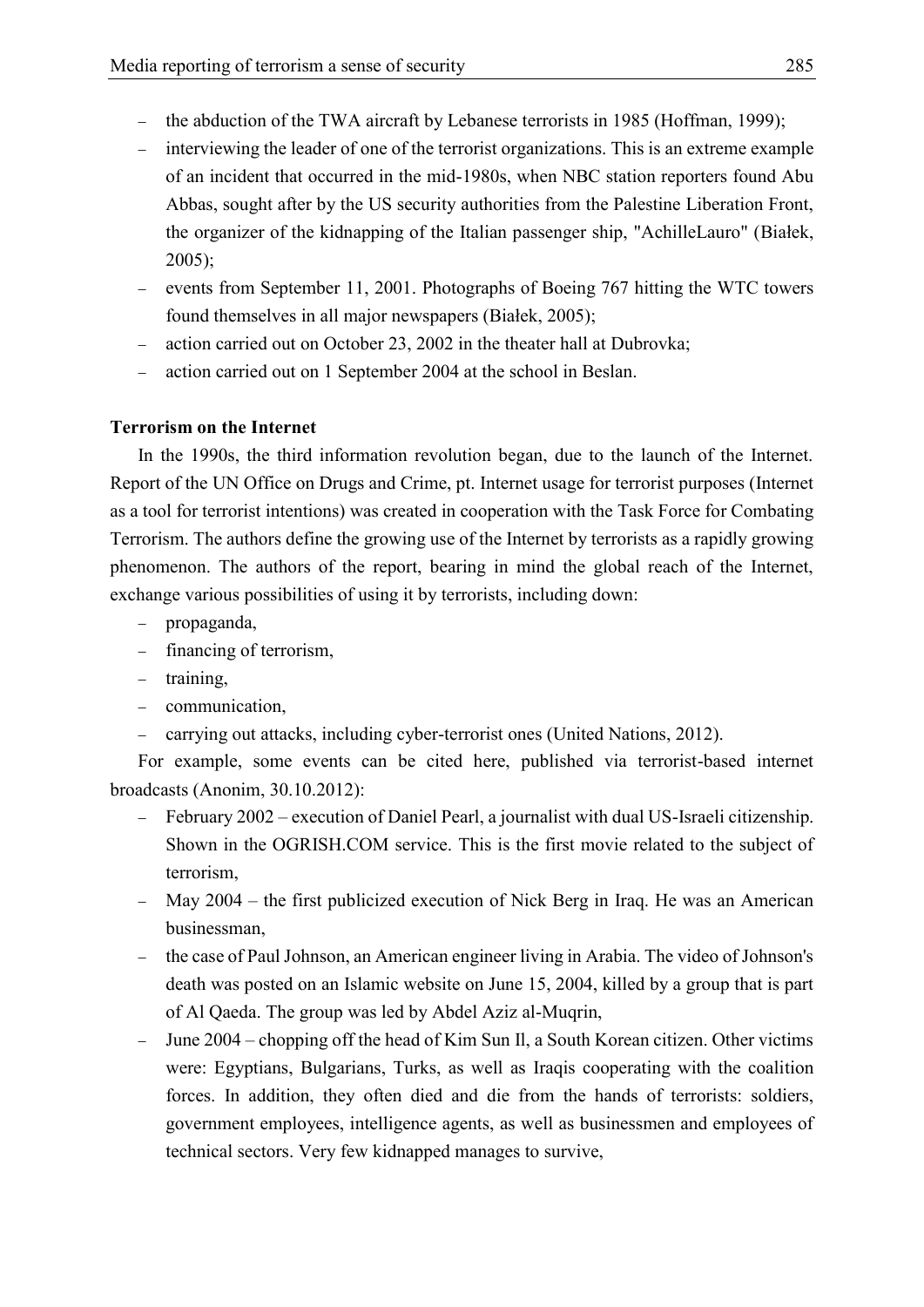- the abduction of the TWA aircraft by Lebanese terrorists in 1985 (Hoffman, 1999);
- interviewing the leader of one of the terrorist organizations. This is an extreme example of an incident that occurred in the mid-1980s, when NBC station reporters found Abu Abbas, sought after by the US security authorities from the Palestine Liberation Front, the organizer of the kidnapping of the Italian passenger ship, "AchilleLauro" (Białek, 2005);
- events from September 11, 2001. Photographs of Boeing 767 hitting the WTC towers found themselves in all major newspapers (Białek, 2005);
- action carried out on October 23, 2002 in the theater hall at Dubrovka;
- action carried out on 1 September 2004 at the school in Beslan.

**Terrorism on the Internet**

In the 1990s, the third information revolution began, due to the launch of the Internet. Report of the UN Office on Drugs and Crime, pt. Internet usage for terrorist purposes (Internet as a tool for terrorist intentions) was created in cooperation with the Task Force for Combating Terrorism. The authors define the growing use of the Internet by terrorists as a rapidly growing phenomenon. The authors of the report, bearing in mind the global reach of the Internet, exchange various possibilities of using it by terrorists, including down:

- propaganda,
- financing of terrorism,
- training,
- communication,
- carrying out attacks, including cyber-terrorist ones (United Nations, 2012).

For example, some events can be cited here, published via terrorist-based internet broadcasts (Anonim, 30.10.2012):

- February 2002 – execution of Daniel Pearl, a journalist with dual US-Israeli citizenship. Shown in the OGRISH.COM service. This is the first movie related to the subject of terrorism,
- May 2004 – the first publicized execution of Nick Berg in Iraq. He was an American businessman,
- the case of Paul Johnson, an American engineer living in Arabia. The video of Johnson's death was posted on an Islamic website on June 15, 2004, killed by a group that is part of Al Qaeda. The group was led by Abdel Aziz al-Muqrin,
- June 2004 – chopping off the head of Kim Sun Il, a South Korean citizen. Other victims were: Egyptians, Bulgarians, Turks, as well as Iraqis cooperating with the coalition forces. In addition, they often died and die from the hands of terrorists: soldiers, government employees, intelligence agents, as well as businessmen and employees of technical sectors. Very few kidnapped manages to survive,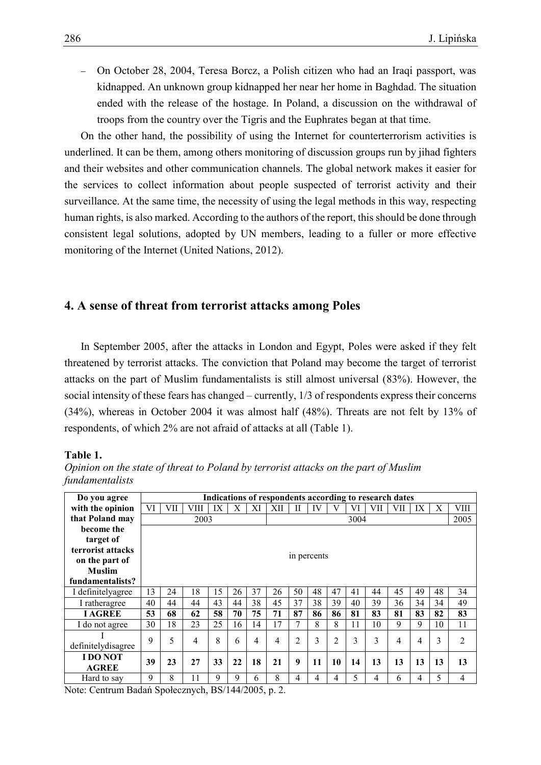– On October 28, 2004, Teresa Borcz, a Polish citizen who had an Iraqi passport, was kidnapped. An unknown group kidnapped her near her home in Baghdad. The situation ended with the release of the hostage. In Poland, a discussion on the withdrawal of troops from the country over the Tigris and the Euphrates began at that time.

On the other hand, the possibility of using the Internet for counterterrorism activities is underlined. It can be them, among others monitoring of discussion groups run by jihad fighters and their websites and other communication channels. The global network makes it easier for the services to collect information about people suspected of terrorist activity and their surveillance. At the same time, the necessity of using the legal methods in this way, respecting human rights, is also marked. According to the authors of the report, this should be done through consistent legal solutions, adopted by UN members, leading to a fuller or more effective monitoring of the Internet (United Nations, 2012).

## 4. A sense of threat from terrorist attacks among Poles

In September 2005, after the attacks in London and Egypt, Poles were asked if they felt threatened by terrorist attacks. The conviction that Poland may become the target of terrorist attacks on the part of Muslim fundamentalists is still almost universal (83%). However, the social intensity of these fears has changed – currently, 1/3 of respondents express their concerns (34%), whereas in October 2004 it was almost half (48%). Threats are not felt by 13% of respondents, of which 2% are not afraid of attacks at all (Table 1).

**Table 1.**
*Opinion on the state of threat to Poland by terrorist attacks on the part of Muslim fundamentalists*

| Do you agree with the opinion that Poland may become the target of terrorist attacks on the part of Muslim fundamentalists? | Indications of respondents according to research dates | | | | | | | | | | | | | | | |
|---|---|---|---|---|---|---|---|---|---|---|---|---|---|---|---|---|
| | VI | VII | VIII | IX | X | XI | XII | II | IV | V | VI | VII | VII | IX | X | VIII |
| | 2003 | | | | | | 3004 | | | | | | | | | 2005 |
| | in percents | | | | | | | | | | | | | | | |
| I definitelyagree | 13 | 24 | 18 | 15 | 26 | 37 | 26 | 50 | 48 | 47 | 41 | 44 | 45 | 49 | 48 | 34 |
| I ratheragree | 40 | 44 | 44 | 43 | 44 | 38 | 45 | 37 | 38 | 39 | 40 | 39 | 36 | 34 | 34 | 49 |
| **I AGREE** | **53** | **68** | **62** | **58** | **70** | **75** | **71** | **87** | **86** | **86** | **81** | **83** | **81** | **83** | **82** | **83** |
| I do not agree | 30 | 18 | 23 | 25 | 16 | 14 | 17 | 7 | 8 | 8 | 11 | 10 | 9 | 9 | 10 | 11 |
| I definitelydisagree | 9 | 5 | 4 | 8 | 6 | 4 | 4 | 2 | 3 | 2 | 3 | 3 | 4 | 4 | 3 | 2 |
| **I DO NOT AGREE** | **39** | **23** | **27** | **33** | **22** | **18** | **21** | **9** | **11** | **10** | **14** | **13** | **13** | **13** | **13** | **13** |
| Hard to say | 9 | 8 | 11 | 9 | 9 | 6 | 8 | 4 | 4 | 4 | 5 | 4 | 6 | 4 | 5 | 4 |

Note: Centrum Badań Społecznych, BS/144/2005, p. 2.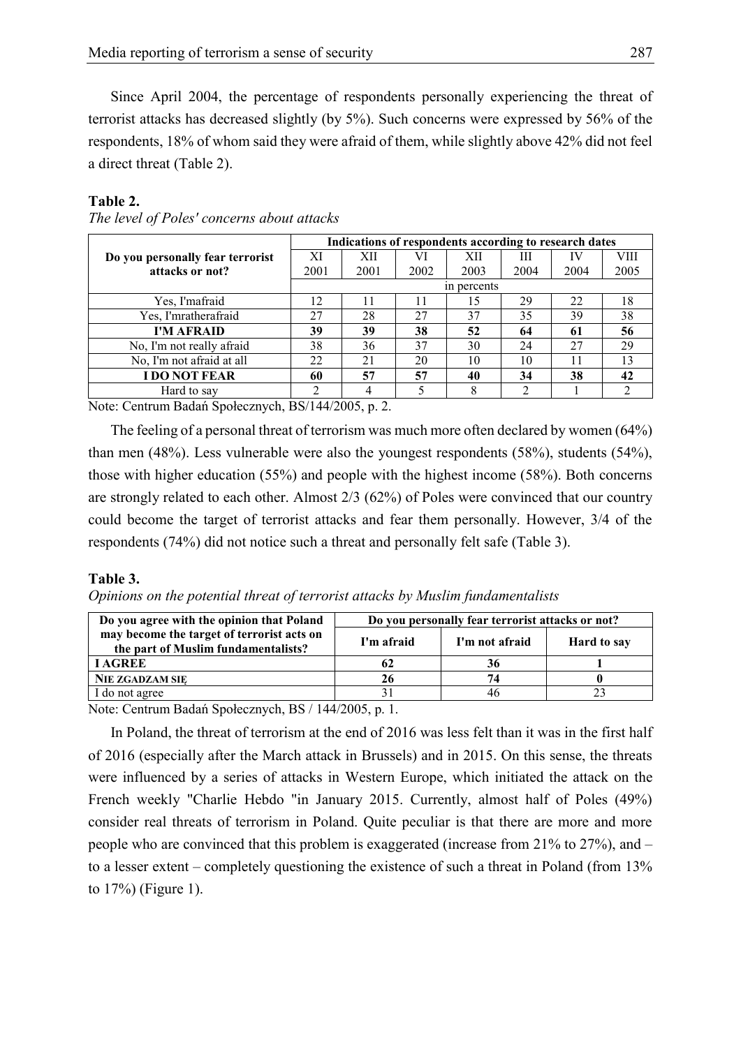Since April 2004, the percentage of respondents personally experiencing the threat of terrorist attacks has decreased slightly (by 5%). Such concerns were expressed by 56% of the respondents, 18% of whom said they were afraid of them, while slightly above 42% did not feel a direct threat (Table 2).

**Table 2.**

*The level of Poles' concerns about attacks*

| Do you personally fear terrorist attacks or not? | Indications of respondents according to research dates | | | | | | |
|---|---|---|---|---|---|---|---|
| | XI 2001 | XII 2001 | VI 2002 | XII 2003 | III 2004 | IV 2004 | VIII 2005 |
| | in percents | | | | | | |
| Yes, I'mafraid | 12 | 11 | 11 | 15 | 29 | 22 | 18 |
| Yes, I'mratherafraid | 27 | 28 | 27 | 37 | 35 | 39 | 38 |
| **I'M AFRAID** | **39** | **39** | **38** | **52** | **64** | **61** | **56** |
| No, I'm not really afraid | 38 | 36 | 37 | 30 | 24 | 27 | 29 |
| No, I'm not afraid at all | 22 | 21 | 20 | 10 | 10 | 11 | 13 |
| **I DO NOT FEAR** | **60** | **57** | **57** | **40** | **34** | **38** | **42** |
| Hard to say | 2 | 4 | 5 | 8 | 2 | 1 | 2 |

Note: Centrum Badań Społecznych, BS/144/2005, p. 2.

The feeling of a personal threat of terrorism was much more often declared by women (64%) than men (48%). Less vulnerable were also the youngest respondents (58%), students (54%), those with higher education (55%) and people with the highest income (58%). Both concerns are strongly related to each other. Almost 2/3 (62%) of Poles were convinced that our country could become the target of terrorist attacks and fear them personally. However, 3/4 of the respondents (74%) did not notice such a threat and personally felt safe (Table 3).

**Table 3.**

*Opinions on the potential threat of terrorist attacks by Muslim fundamentalists*

| Do you agree with the opinion that Poland may become the target of terrorist acts on the part of Muslim fundamentalists? | Do you personally fear terrorist attacks or not? | | |
|---|---|---|---|
| | I'm afraid | I'm not afraid | Hard to say |
| **I AGREE** | **62** | **36** | **1** |
| **NIE ZGADZAM SIĘ** | **26** | **74** | **0** |
| I do not agree | 31 | 46 | 23 |

Note: Centrum Badań Społecznych, BS / 144/2005, p. 1.

In Poland, the threat of terrorism at the end of 2016 was less felt than it was in the first half of 2016 (especially after the March attack in Brussels) and in 2015. On this sense, the threats were influenced by a series of attacks in Western Europe, which initiated the attack on the French weekly "Charlie Hebdo "in January 2015. Currently, almost half of Poles (49%) consider real threats of terrorism in Poland. Quite peculiar is that there are more and more people who are convinced that this problem is exaggerated (increase from 21% to 27%), and – to a lesser extent – completely questioning the existence of such a threat in Poland (from 13% to 17%) (Figure 1).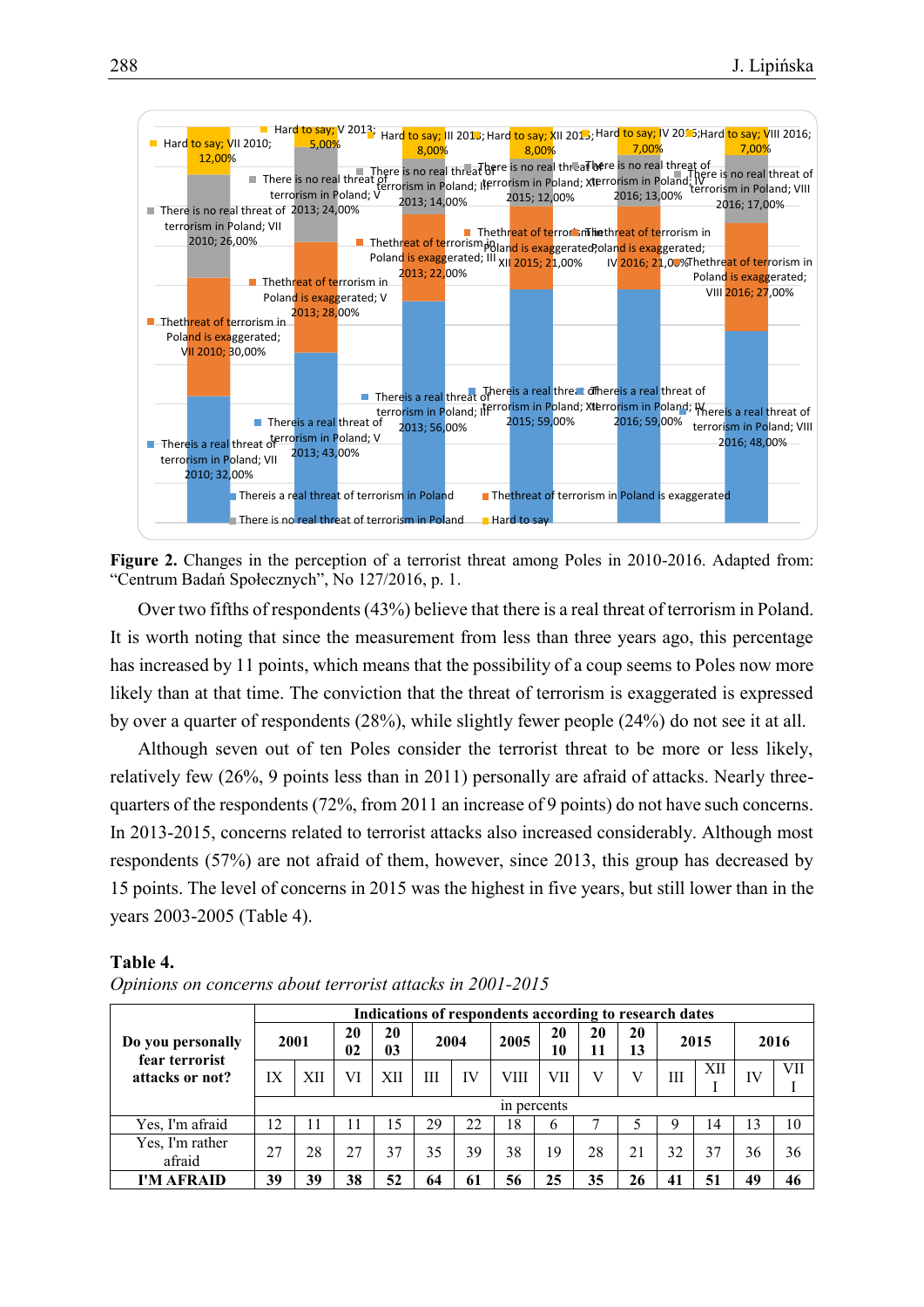**Figure 2.** Changes in the perception of a terrorist threat among Poles in 2010-2016. Adapted from: "Centrum Badań Społecznych", No 127/2016, p. 1.

Over two fifths of respondents (43%) believe that there is a real threat of terrorism in Poland. It is worth noting that since the measurement from less than three years ago, this percentage has increased by 11 points, which means that the possibility of a coup seems to Poles now more likely than at that time. The conviction that the threat of terrorism is exaggerated is expressed by over a quarter of respondents (28%), while slightly fewer people (24%) do not see it at all.

Although seven out of ten Poles consider the terrorist threat to be more or less likely, relatively few (26%, 9 points less than in 2011) personally are afraid of attacks. Nearly three-quarters of the respondents (72%, from 2011 an increase of 9 points) do not have such concerns. In 2013-2015, concerns related to terrorist attacks also increased considerably. Although most respondents (57%) are not afraid of them, however, since 2013, this group has decreased by 15 points. The level of concerns in 2015 was the highest in five years, but still lower than in the years 2003-2005 (Table 4).

**Table 4.**
*Opinions on concerns about terrorist attacks in 2001-2015*

| Do you personally fear terrorist attacks or not? | Indications of respondents according to research dates | | | | | | | | | | | | | |
|---|---|---|---|---|---|---|---|---|---|---|---|---|---|---|
| | 2001 | | 2002 | 2003 | 2004 | | 2005 | 2010 | 2011 | 2013 | 2015 | | 2016 | |
| | IX | XII | VI | XII | III | IV | VIII | VII | V | V | III | XII | IV | VIII |
| | in percents | | | | | | | | | | | | | |
| Yes, I'm afraid | 12 | 11 | 11 | 15 | 29 | 22 | 18 | 6 | 7 | 5 | 9 | 14 | 13 | 10 |
| Yes, I'm rather afraid | 27 | 28 | 27 | 37 | 35 | 39 | 38 | 19 | 28 | 21 | 32 | 37 | 36 | 36 |
| **I'M AFRAID** | **39** | **39** | **38** | **52** | **64** | **61** | **56** | **25** | **35** | **26** | **41** | **51** | **49** | **46** |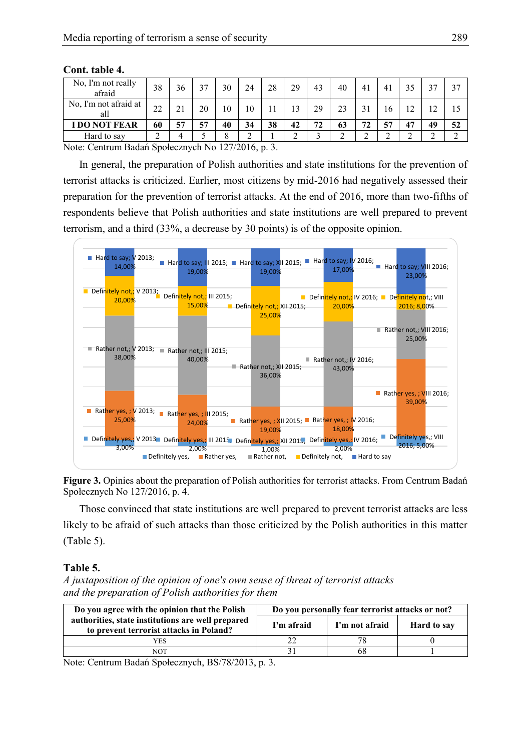**Cont. table 4.**

| | | | | | | | | | | | | | | |
|---|---|---|---|---|---|---|---|---|---|---|---|---|---|---|
| No, I'm not really afraid | 38 | 36 | 37 | 30 | 24 | 28 | 29 | 43 | 40 | 41 | 41 | 35 | 37 | 37 |
| No, I'm not afraid at all | 22 | 21 | 20 | 10 | 10 | 11 | 13 | 29 | 23 | 31 | 16 | 12 | 12 | 15 |
| **I DO NOT FEAR** | **60** | **57** | **57** | **40** | **34** | **38** | **42** | **72** | **63** | **72** | **57** | **47** | **49** | **52** |
| Hard to say | 2 | 4 | 5 | 8 | 2 | 1 | 2 | 3 | 2 | 2 | 2 | 2 | 2 | 2 |

Note: Centrum Badań Społecznych No 127/2016, p. 3.

In general, the preparation of Polish authorities and state institutions for the prevention of terrorist attacks is criticized. Earlier, most citizens by mid-2016 had negatively assessed their preparation for the prevention of terrorist attacks. At the end of 2016, more than two-fifths of respondents believe that Polish authorities and state institutions are well prepared to prevent terrorism, and a third (33%, a decrease by 30 points) is of the opposite opinion.

| | V 2013 | III 2015 | XII 2015 | IV 2016 | VIII 2016 |
|---|---|---|---|---|---|
| Definitely yes | 3,00% | 2,00% | 1,00% | 2,00% | 5,00% |
| Rather yes | 25,00% | 24,00% | 19,00% | 18,00% | 39,00% |
| Rather not | 38,00% | 40,00% | 36,00% | 43,00% | 25,00% |
| Definitely not | 20,00% | 15,00% | 25,00% | 20,00% | 8,00% |
| Hard to say | 14,00% | 19,00% | 19,00% | 17,00% | 23,00% |

**Figure 3.** Opinies about the preparation of Polish authorities for terrorist attacks. From Centrum Badań Społecznych No 127/2016, p. 4.

Those convinced that state institutions are well prepared to prevent terrorist attacks are less likely to be afraid of such attacks than those criticized by the Polish authorities in this matter (Table 5).

**Table 5.**

*A juxtaposition of the opinion of one's own sense of threat of terrorist attacks and the preparation of Polish authorities for them*

| Do you agree with the opinion that the Polish authorities, state institutions are well prepared to prevent terrorist attacks in Poland? | Do you personally fear terrorist attacks or not? | | |
|---|---|---|---|
| | **I'm afraid** | **I'm not afraid** | **Hard to say** |
| YES | 22 | 78 | 0 |
| NOT | 31 | 68 | 1 |

Note: Centrum Badań Społecznych, BS/78/2013, p. 3.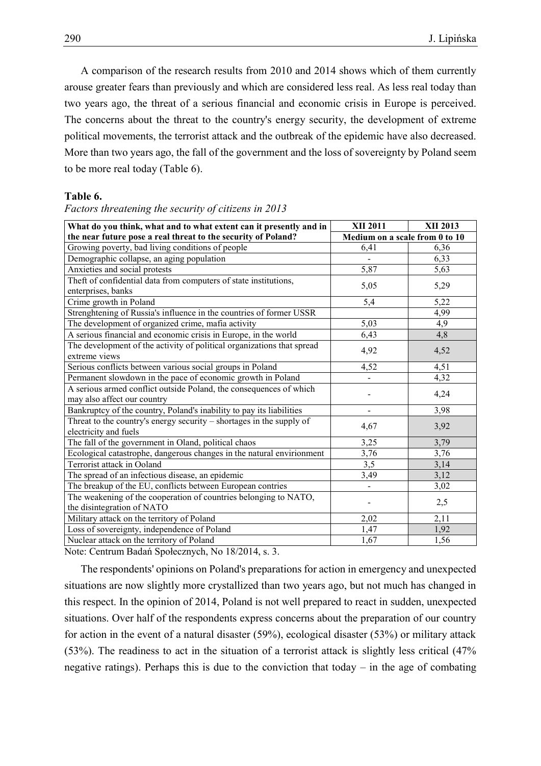A comparison of the research results from 2010 and 2014 shows which of them currently arouse greater fears than previously and which are considered less real. As less real today than two years ago, the threat of a serious financial and economic crisis in Europe is perceived. The concerns about the threat to the country's energy security, the development of extreme political movements, the terrorist attack and the outbreak of the epidemic have also decreased. More than two years ago, the fall of the government and the loss of sovereignty by Poland seem to be more real today (Table 6).

**Table 6.**

*Factors threatening the security of citizens in 2013*

| What do you think, what and to what extent can it presently and in the near future pose a real threat to the security of Poland? | XII 2011 | XII 2013 |
|---|---|---|
| | Medium on a scale from 0 to 10 | |
| Growing poverty, bad living conditions of people | 6,41 | 6,36 |
| Demographic collapse, an aging population | - | 6,33 |
| Anxieties and social protests | 5,87 | 5,63 |
| Theft of confidential data from computers of state institutions, enterprises, banks | 5,05 | 5,29 |
| Crime growth in Poland | 5,4 | 5,22 |
| Strenghtening of Russia's influence in the countries of former USSR | | 4,99 |
| The development of organized crime, mafia activity | 5,03 | 4,9 |
| A serious financial and economic crisis in Europe, in the world | 6,43 | 4,8 |
| The development of the activity of political organizations that spread extreme views | 4,92 | 4,52 |
| Serious conflicts between various social groups in Poland | 4,52 | 4,51 |
| Permanent slowdown in the pace of economic growth in Poland | - | 4,32 |
| A serious armed conflict outside Poland, the consequences of which may also affect our country | - | 4,24 |
| Bankruptcy of the country, Poland's inability to pay its liabilities | - | 3,98 |
| Threat to the country's energy security – shortages in the supply of electricity and fuels | 4,67 | 3,92 |
| The fall of the government in Oland, political chaos | 3,25 | 3,79 |
| Ecological catastrophe, dangerous changes in the natural envirionment | 3,76 | 3,76 |
| Terrorist attack in Ooland | 3,5 | 3,14 |
| The spread of an infectious disease, an epidemic | 3,49 | 3,12 |
| The breakup of the EU, conflicts between European contries | - | 3,02 |
| The weakening of the cooperation of countries belonging to NATO, the disintegration of NATO | - | 2,5 |
| Military attack on the territory of Poland | 2,02 | 2,11 |
| Loss of sovereignty, independence of Poland | 1,47 | 1,92 |
| Nuclear attack on the territory of Poland | 1,67 | 1,56 |

Note: Centrum Badań Społecznych, No 18/2014, s. 3.

The respondents' opinions on Poland's preparations for action in emergency and unexpected situations are now slightly more crystallized than two years ago, but not much has changed in this respect. In the opinion of 2014, Poland is not well prepared to react in sudden, unexpected situations. Over half of the respondents express concerns about the preparation of our country for action in the event of a natural disaster (59%), ecological disaster (53%) or military attack (53%). The readiness to act in the situation of a terrorist attack is slightly less critical (47% negative ratings). Perhaps this is due to the conviction that today – in the age of combating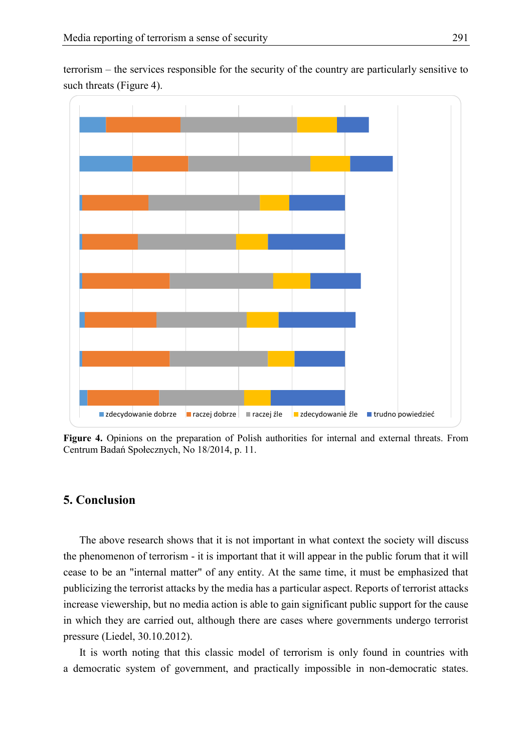terrorism – the services responsible for the security of the country are particularly sensitive to such threats (Figure 4).

zdecydowanie dobrze, raczej dobrze, raczej źle, zdecydowanie źle, trudno powiedzieć

**Figure 4.** Opinions on the preparation of Polish authorities for internal and external threats. From Centrum Badań Społecznych, No 18/2014, p. 11.

## 5. Conclusion

The above research shows that it is not important in what context the society will discuss the phenomenon of terrorism - it is important that it will appear in the public forum that it will cease to be an "internal matter" of any entity. At the same time, it must be emphasized that publicizing the terrorist attacks by the media has a particular aspect. Reports of terrorist attacks increase viewership, but no media action is able to gain significant public support for the cause in which they are carried out, although there are cases where governments undergo terrorist pressure (Liedel, 30.10.2012).

It is worth noting that this classic model of terrorism is only found in countries with a democratic system of government, and practically impossible in non-democratic states.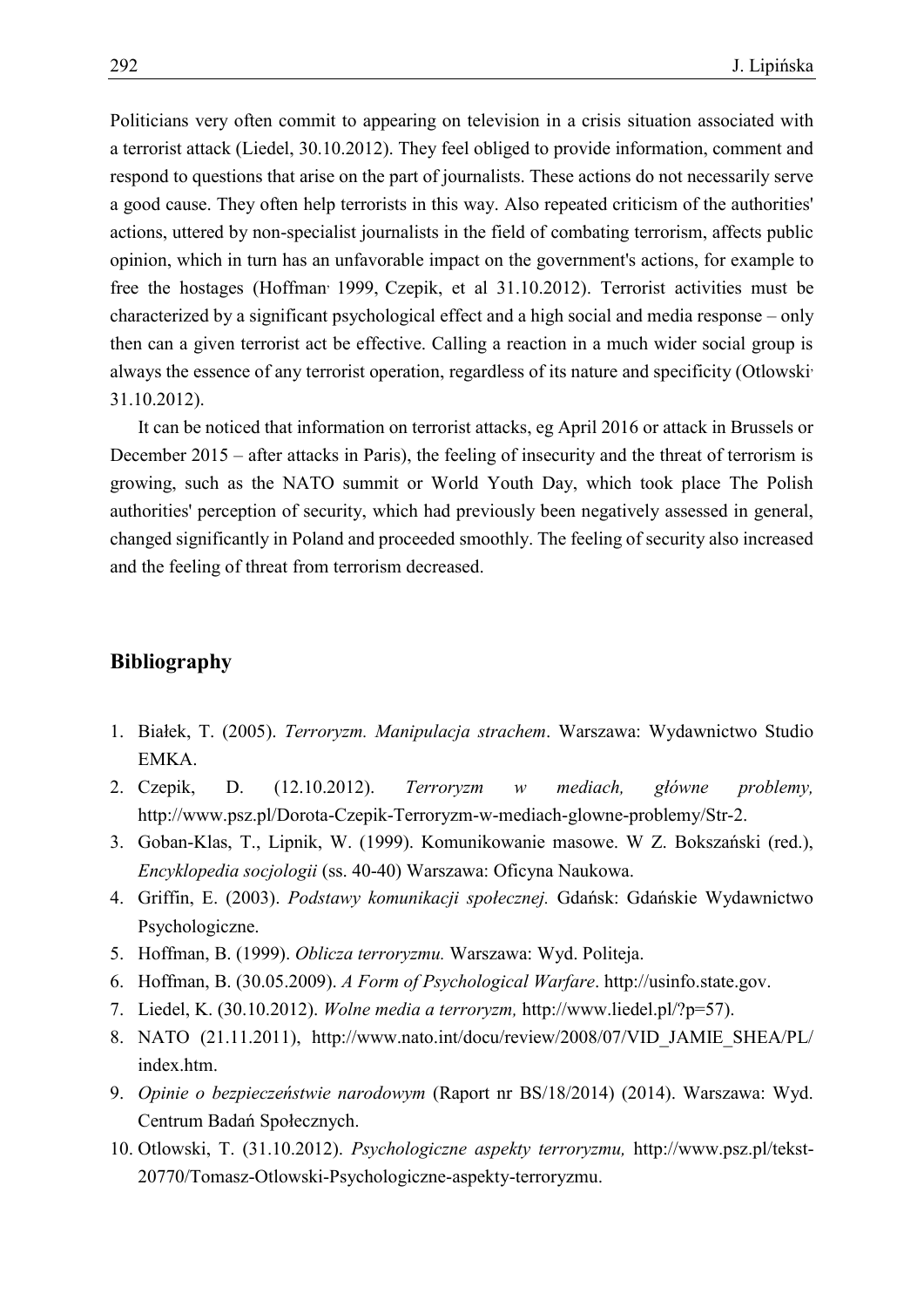Politicians very often commit to appearing on television in a crisis situation associated with a terrorist attack (Liedel, 30.10.2012). They feel obliged to provide information, comment and respond to questions that arise on the part of journalists. These actions do not necessarily serve a good cause. They often help terrorists in this way. Also repeated criticism of the authorities' actions, uttered by non-specialist journalists in the field of combating terrorism, affects public opinion, which in turn has an unfavorable impact on the government's actions, for example to free the hostages (Hoffman, 1999, Czepik, et al 31.10.2012). Terrorist activities must be characterized by a significant psychological effect and a high social and media response – only then can a given terrorist act be effective. Calling a reaction in a much wider social group is always the essence of any terrorist operation, regardless of its nature and specificity (Otlowski, 31.10.2012).

It can be noticed that information on terrorist attacks, eg April 2016 or attack in Brussels or December 2015 – after attacks in Paris), the feeling of insecurity and the threat of terrorism is growing, such as the NATO summit or World Youth Day, which took place The Polish authorities' perception of security, which had previously been negatively assessed in general, changed significantly in Poland and proceeded smoothly. The feeling of security also increased and the feeling of threat from terrorism decreased.

## Bibliography

1. Białek, T. (2005). *Terroryzm. Manipulacja strachem*. Warszawa: Wydawnictwo Studio EMKA.
2. Czepik, D. (12.10.2012). *Terroryzm w mediach, główne problemy,* http://www.psz.pl/Dorota-Czepik-Terroryzm-w-mediach-glowne-problemy/Str-2.
3. Goban-Klas, T., Lipnik, W. (1999). Komunikowanie masowe. W Z. Bokszański (red.), *Encyklopedia socjologii* (ss. 40-40) Warszawa: Oficyna Naukowa.
4. Griffin, E. (2003). *Podstawy komunikacji społecznej.* Gdańsk: Gdańskie Wydawnictwo Psychologiczne.
5. Hoffman, B. (1999). *Oblicza terroryzmu.* Warszawa: Wyd. Politeja.
6. Hoffman, B. (30.05.2009). *A Form of Psychological Warfare*. http://usinfo.state.gov.
7. Liedel, K. (30.10.2012). *Wolne media a terroryzm,* http://www.liedel.pl/?p=57).
8. NATO (21.11.2011), http://www.nato.int/docu/review/2008/07/VID_JAMIE_SHEA/PL/index.htm.
9. *Opinie o bezpieczeństwie narodowym* (Raport nr BS/18/2014) (2014). Warszawa: Wyd. Centrum Badań Społecznych.
10. Otlowski, T. (31.10.2012). *Psychologiczne aspekty terroryzmu,* http://www.psz.pl/tekst-20770/Tomasz-Otlowski-Psychologiczne-aspekty-terroryzmu.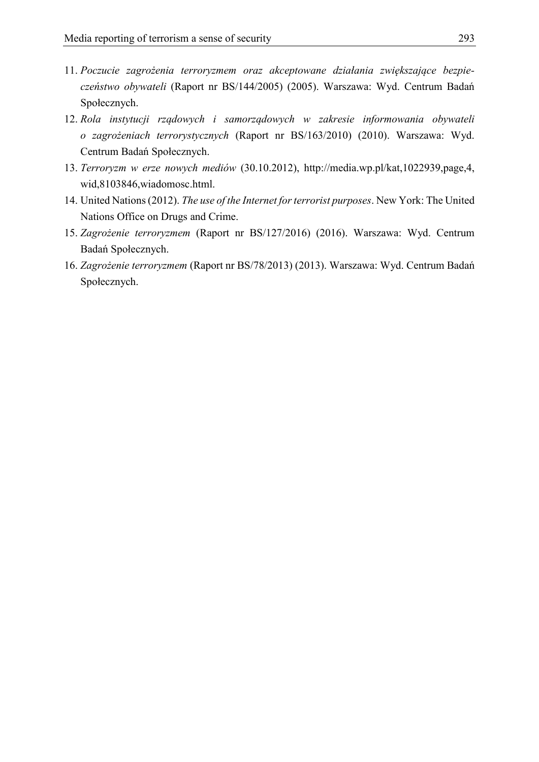11. *Poczucie zagrożenia terroryzmem oraz akceptowane działania zwiększające bezpieczeństwo obywateli* (Raport nr BS/144/2005) (2005). Warszawa: Wyd. Centrum Badań Społecznych.
12. *Rola instytucji rządowych i samorządowych w zakresie informowania obywateli o zagrożeniach terrorystycznych* (Raport nr BS/163/2010) (2010). Warszawa: Wyd. Centrum Badań Społecznych.
13. *Terroryzm w erze nowych mediów* (30.10.2012), http://media.wp.pl/kat,1022939,page,4,wid,8103846,wiadomosc.html.
14. United Nations (2012). *The use of the Internet for terrorist purposes*. New York: The United Nations Office on Drugs and Crime.
15. *Zagrożenie terroryzmem* (Raport nr BS/127/2016) (2016). Warszawa: Wyd. Centrum Badań Społecznych.
16. *Zagrożenie terroryzmem* (Raport nr BS/78/2013) (2013). Warszawa: Wyd. Centrum Badań Społecznych.